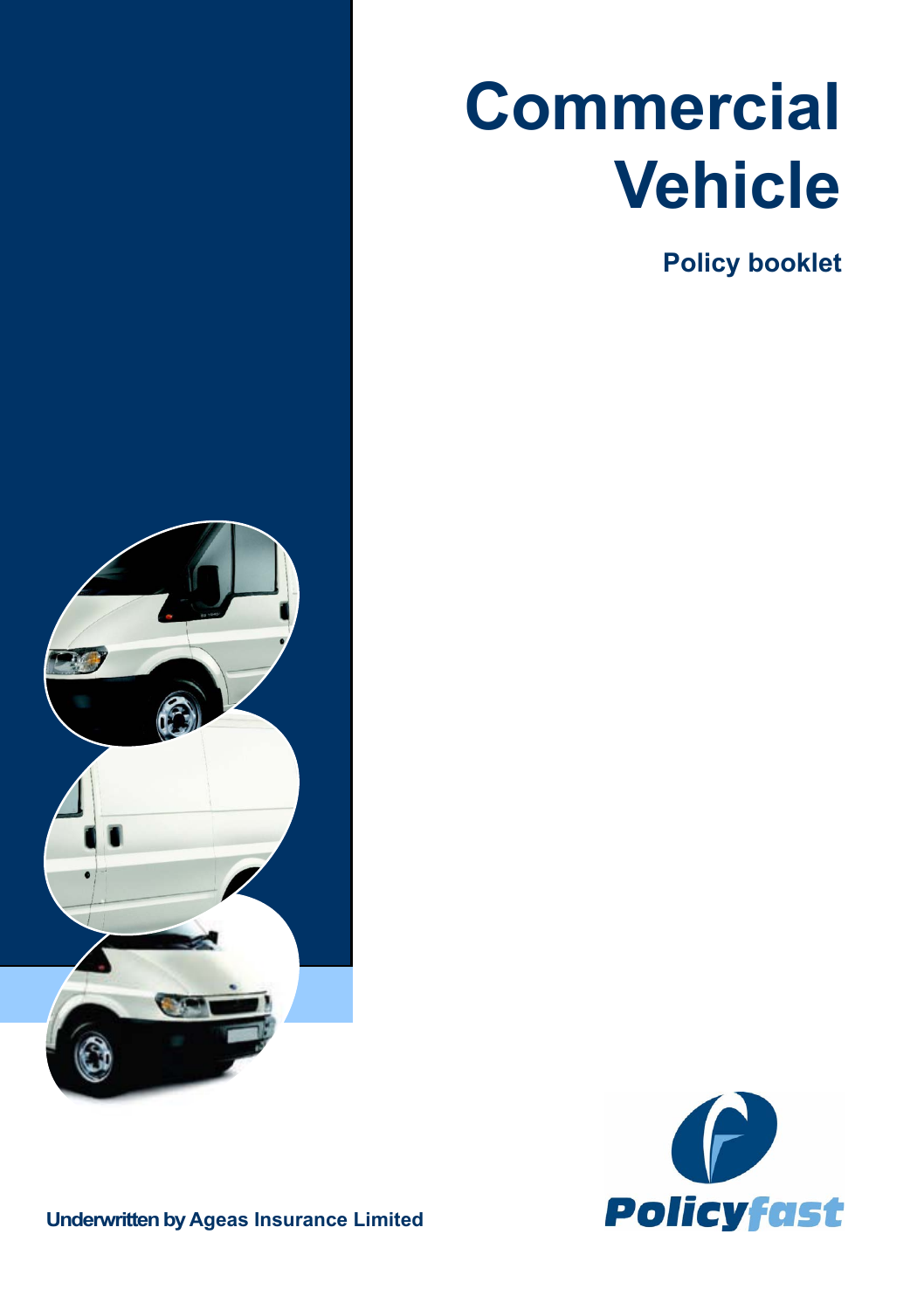# Commercial Vehicle

**Policy booklet**

Policyfast

**Underwritten by Ageas Insurance Limited**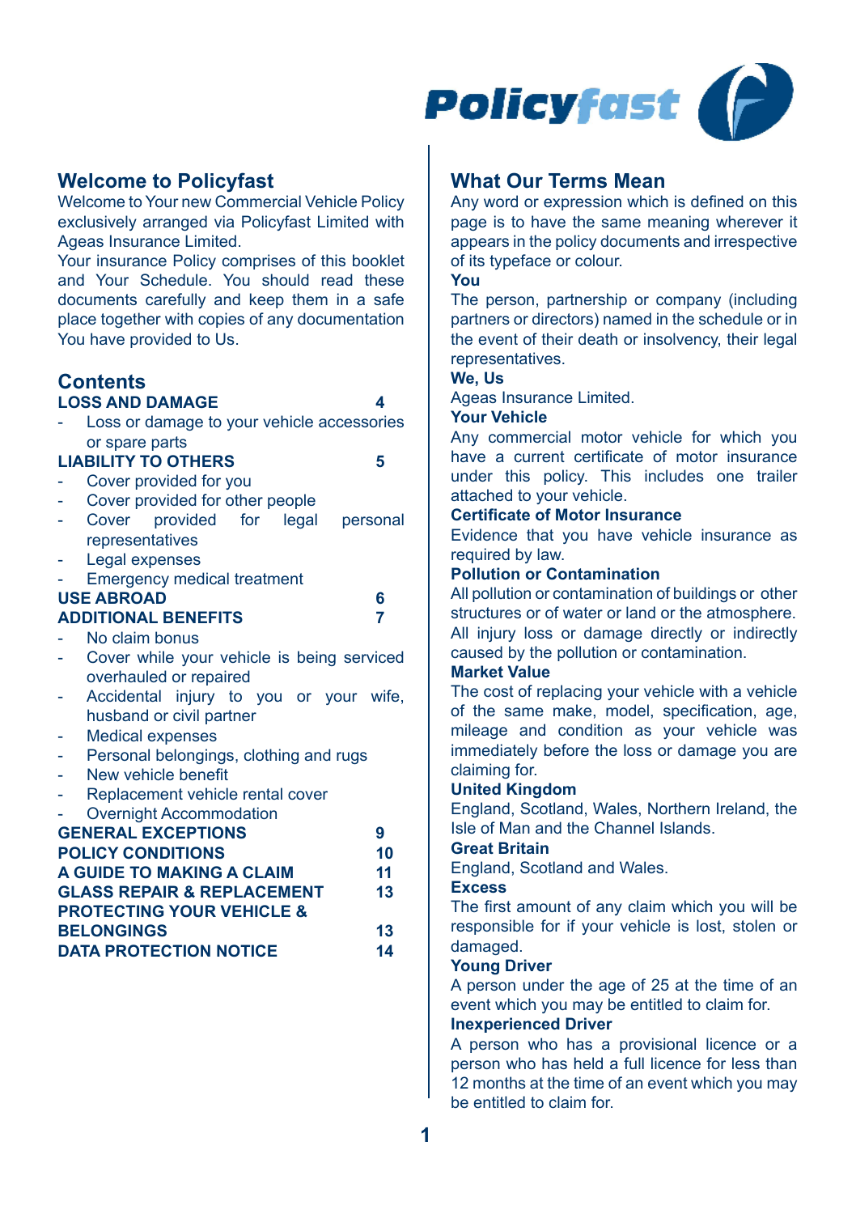## Welcome to Policyfast

Welcome to Your new Commercial Vehicle Policy exclusively arranged via Policyfast Limited with Ageas Insurance Limited.

Your insurance Policy comprises of this booklet and Your Schedule. You should read these documents carefully and keep them in a safe place together with copies of any documentation You have provided to Us.

## Contents

| | |
|---|---|
| **LOSS AND DAMAGE** | **4** |
| - Loss or damage to your vehicle accessories or spare parts | |
| **LIABILITY TO OTHERS** | **5** |
| - Cover provided for you | |
| - Cover provided for other people | |
| - Cover provided for legal personal representatives | |
| - Legal expenses | |
| - Emergency medical treatment | |
| **USE ABROAD** | **6** |
| **ADDITIONAL BENEFITS** | **7** |
| - No claim bonus | |
| - Cover while your vehicle is being serviced overhauled or repaired | |
| - Accidental injury to you or your wife, husband or civil partner | |
| - Medical expenses | |
| - Personal belongings, clothing and rugs | |
| - New vehicle benefit | |
| - Replacement vehicle rental cover | |
| - Overnight Accommodation | |
| **GENERAL EXCEPTIONS** | **9** |
| **POLICY CONDITIONS** | **10** |
| **A GUIDE TO MAKING A CLAIM** | **11** |
| **GLASS REPAIR & REPLACEMENT** | **13** |
| **PROTECTING YOUR VEHICLE & BELONGINGS** | **13** |
| **DATA PROTECTION NOTICE** | **14** |

## What Our Terms Mean

Any word or expression which is defined on this page is to have the same meaning wherever it appears in the policy documents and irrespective of its typeface or colour.

**You**

The person, partnership or company (including partners or directors) named in the schedule or in the event of their death or insolvency, their legal representatives.

**We, Us**

Ageas Insurance Limited.

**Your Vehicle**

Any commercial motor vehicle for which you have a current certificate of motor insurance under this policy. This includes one trailer attached to your vehicle.

**Certificate of Motor Insurance**

Evidence that you have vehicle insurance as required by law.

**Pollution or Contamination**

All pollution or contamination of buildings or other structures or of water or land or the atmosphere. All injury loss or damage directly or indirectly caused by the pollution or contamination.

**Market Value**

The cost of replacing your vehicle with a vehicle of the same make, model, specification, age, mileage and condition as your vehicle was immediately before the loss or damage you are claiming for.

**United Kingdom**

England, Scotland, Wales, Northern Ireland, the Isle of Man and the Channel Islands.

**Great Britain**

England, Scotland and Wales.

**Excess**

The first amount of any claim which you will be responsible for if your vehicle is lost, stolen or damaged.

**Young Driver**

A person under the age of 25 at the time of an event which you may be entitled to claim for.

**Inexperienced Driver**

A person who has a provisional licence or a person who has held a full licence for less than 12 months at the time of an event which you may be entitled to claim for.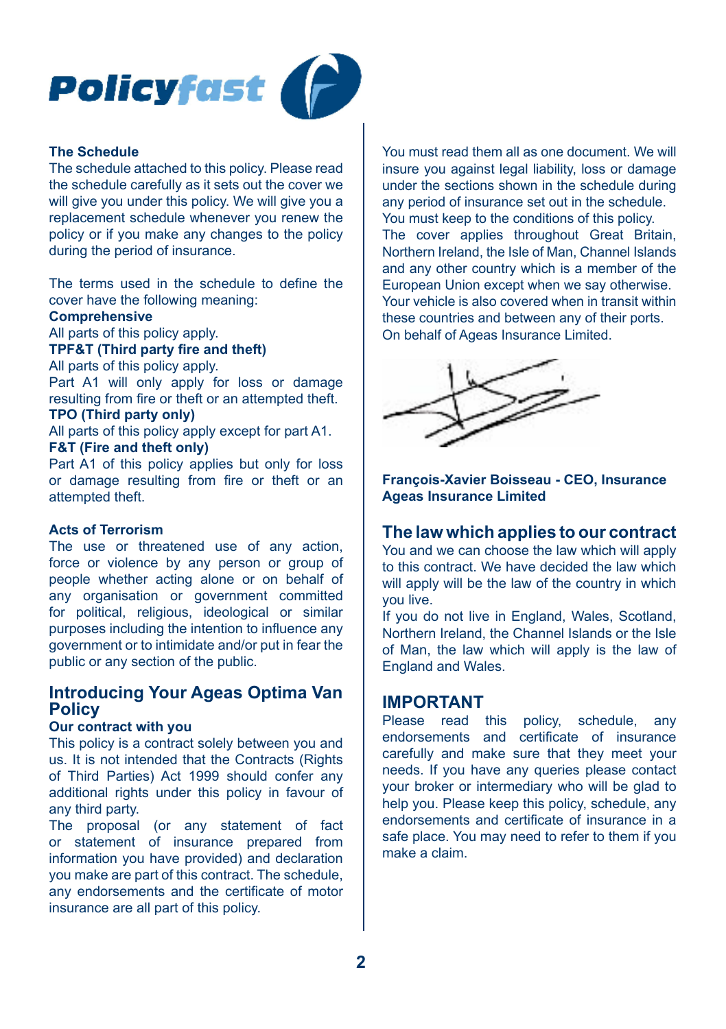### The Schedule

The schedule attached to this policy. Please read the schedule carefully as it sets out the cover we will give you under this policy. We will give you a replacement schedule whenever you renew the policy or if you make any changes to the policy during the period of insurance.

The terms used in the schedule to define the cover have the following meaning:

**Comprehensive**

All parts of this policy apply.

**TPF&T (Third party fire and theft)**

All parts of this policy apply.

Part A1 will only apply for loss or damage resulting from fire or theft or an attempted theft.

**TPO (Third party only)**

All parts of this policy apply except for part A1.

**F&T (Fire and theft only)**

Part A1 of this policy applies but only for loss or damage resulting from fire or theft or an attempted theft.

### Acts of Terrorism

The use or threatened use of any action, force or violence by any person or group of people whether acting alone or on behalf of any organisation or government committed for political, religious, ideological or similar purposes including the intention to influence any government or to intimidate and/or put in fear the public or any section of the public.

## Introducing Your Ageas Optima Van Policy

### Our contract with you

This policy is a contract solely between you and us. It is not intended that the Contracts (Rights of Third Parties) Act 1999 should confer any additional rights under this policy in favour of any third party.

The proposal (or any statement of fact or statement of insurance prepared from information you have provided) and declaration you make are part of this contract. The schedule, any endorsements and the certificate of motor insurance are all part of this policy.

You must read them all as one document. We will insure you against legal liability, loss or damage under the sections shown in the schedule during any period of insurance set out in the schedule. You must keep to the conditions of this policy.

The cover applies throughout Great Britain, Northern Ireland, the Isle of Man, Channel Islands and any other country which is a member of the European Union except when we say otherwise. Your vehicle is also covered when in transit within these countries and between any of their ports.

On behalf of Ageas Insurance Limited.

**François-Xavier Boisseau - CEO, Insurance**
**Ageas Insurance Limited**

## The law which applies to our contract

You and we can choose the law which will apply to this contract. We have decided the law which will apply will be the law of the country in which you live.

If you do not live in England, Wales, Scotland, Northern Ireland, the Channel Islands or the Isle of Man, the law which will apply is the law of England and Wales.

## IMPORTANT

Please read this policy, schedule, any endorsements and certificate of insurance carefully and make sure that they meet your needs. If you have any queries please contact your broker or intermediary who will be glad to help you. Please keep this policy, schedule, any endorsements and certificate of insurance in a safe place. You may need to refer to them if you make a claim.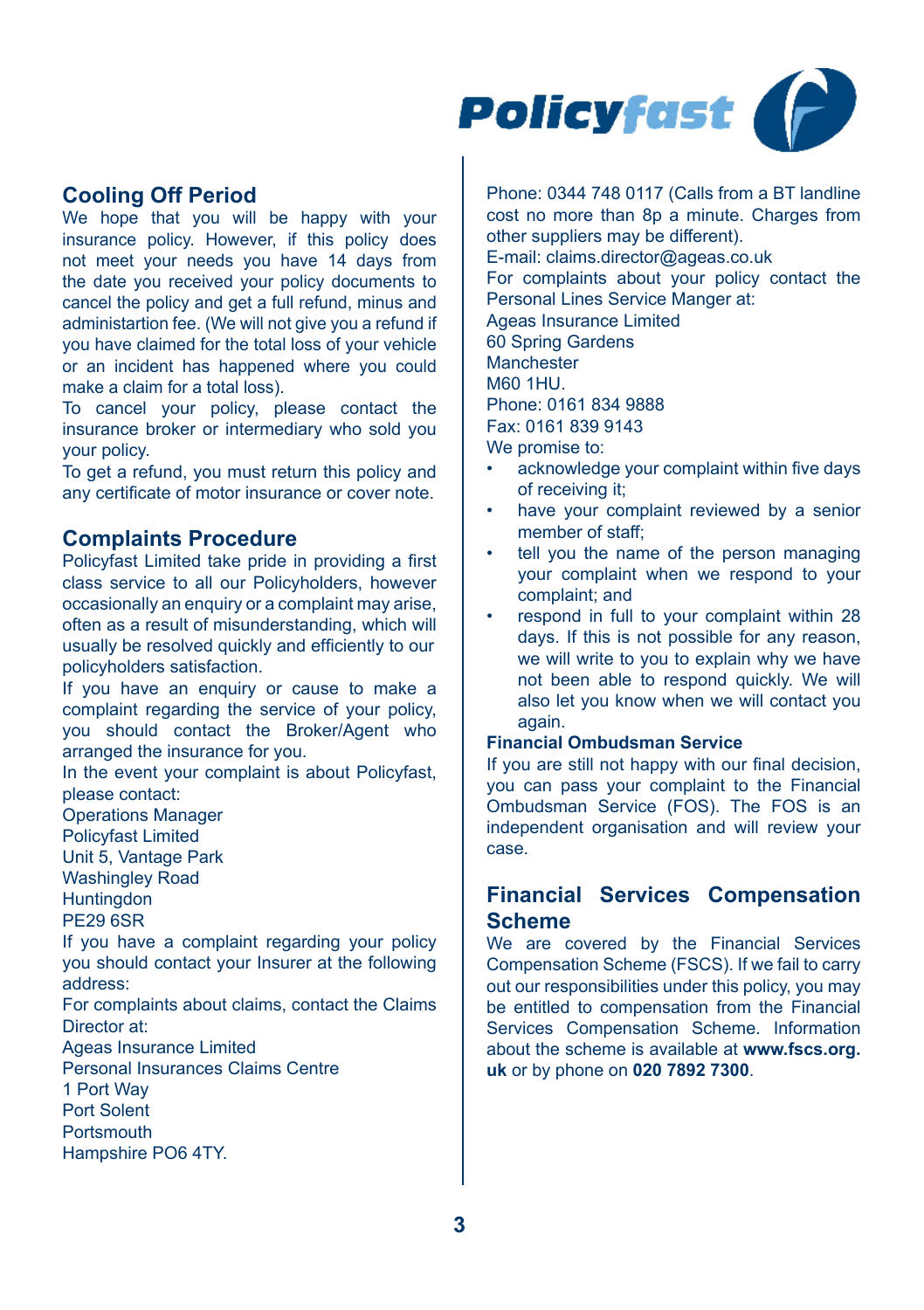## Cooling Off Period

We hope that you will be happy with your insurance policy. However, if this policy does not meet your needs you have 14 days from the date you received your policy documents to cancel the policy and get a full refund, minus and administartion fee. (We will not give you a refund if you have claimed for the total loss of your vehicle or an incident has happened where you could make a claim for a total loss).

To cancel your policy, please contact the insurance broker or intermediary who sold you your policy.

To get a refund, you must return this policy and any certificate of motor insurance or cover note.

## Complaints Procedure

Policyfast Limited take pride in providing a first class service to all our Policyholders, however occasionally an enquiry or a complaint may arise, often as a result of misunderstanding, which will usually be resolved quickly and efficiently to our policyholders satisfaction.

If you have an enquiry or cause to make a complaint regarding the service of your policy, you should contact the Broker/Agent who arranged the insurance for you.

In the event your complaint is about Policyfast, please contact:

Operations Manager
Policyfast Limited
Unit 5, Vantage Park
Washingley Road
Huntingdon
PE29 6SR

If you have a complaint regarding your policy you should contact your Insurer at the following address:

For complaints about claims, contact the Claims Director at:

Ageas Insurance Limited
Personal Insurances Claims Centre
1 Port Way
Port Solent
Portsmouth
Hampshire PO6 4TY.

Phone: 0344 748 0117 (Calls from a BT landline cost no more than 8p a minute. Charges from other suppliers may be different).
E-mail: claims.director@ageas.co.uk

For complaints about your policy contact the Personal Lines Service Manger at:

Ageas Insurance Limited
60 Spring Gardens
Manchester
M60 1HU.
Phone: 0161 834 9888
Fax: 0161 839 9143

We promise to:

- acknowledge your complaint within five days of receiving it;
- have your complaint reviewed by a senior member of staff;
- tell you the name of the person managing your complaint when we respond to your complaint; and
- respond in full to your complaint within 28 days. If this is not possible for any reason, we will write to you to explain why we have not been able to respond quickly. We will also let you know when we will contact you again.

**Financial Ombudsman Service**

If you are still not happy with our final decision, you can pass your complaint to the Financial Ombudsman Service (FOS). The FOS is an independent organisation and will review your case.

## Financial Services Compensation Scheme

We are covered by the Financial Services Compensation Scheme (FSCS). If we fail to carry out our responsibilities under this policy, you may be entitled to compensation from the Financial Services Compensation Scheme. Information about the scheme is available at **www.fscs.org.uk** or by phone on **020 7892 7300**.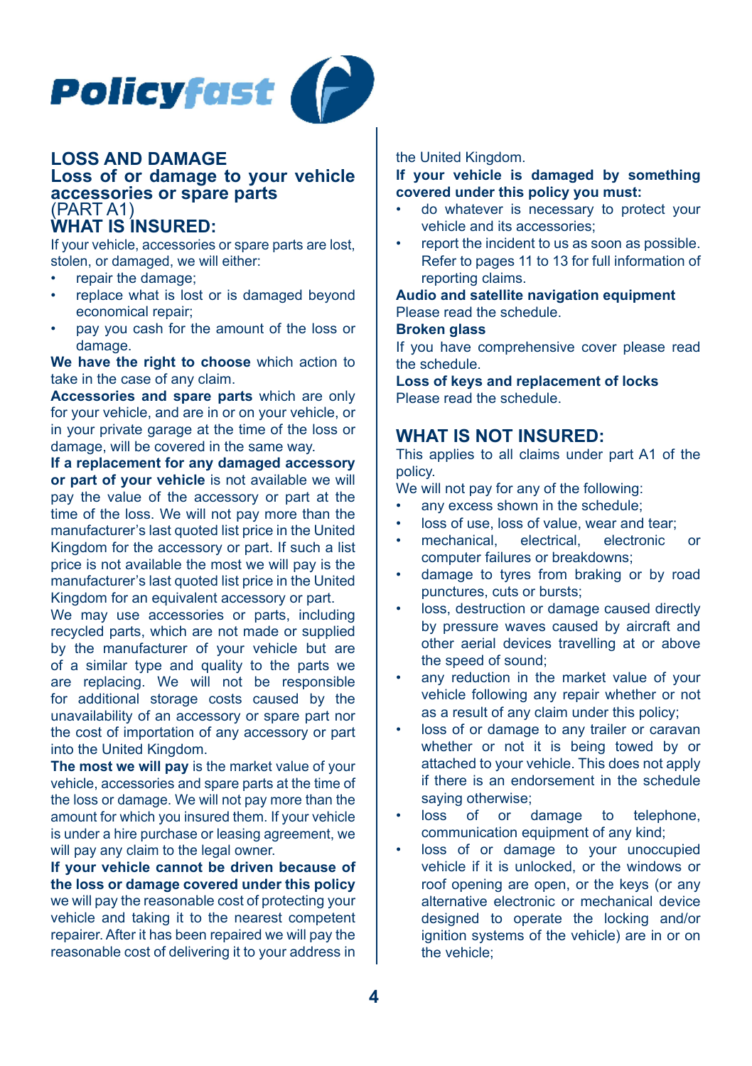# LOSS AND DAMAGE

## Loss of or damage to your vehicle accessories or spare parts

(PART A1)

### WHAT IS INSURED:

If your vehicle, accessories or spare parts are lost, stolen, or damaged, we will either:

- repair the damage;
- replace what is lost or is damaged beyond economical repair;
- pay you cash for the amount of the loss or damage.

**We have the right to choose** which action to take in the case of any claim.

**Accessories and spare parts** which are only for your vehicle, and are in or on your vehicle, or in your private garage at the time of the loss or damage, will be covered in the same way.

**If a replacement for any damaged accessory or part of your vehicle** is not available we will pay the value of the accessory or part at the time of the loss. We will not pay more than the manufacturer's last quoted list price in the United Kingdom for the accessory or part. If such a list price is not available the most we will pay is the manufacturer's last quoted list price in the United Kingdom for an equivalent accessory or part.

We may use accessories or parts, including recycled parts, which are not made or supplied by the manufacturer of your vehicle but are of a similar type and quality to the parts we are replacing. We will not be responsible for additional storage costs caused by the unavailability of an accessory or spare part nor the cost of importation of any accessory or part into the United Kingdom.

**The most we will pay** is the market value of your vehicle, accessories and spare parts at the time of the loss or damage. We will not pay more than the amount for which you insured them. If your vehicle is under a hire purchase or leasing agreement, we will pay any claim to the legal owner.

**If your vehicle cannot be driven because of the loss or damage covered under this policy** we will pay the reasonable cost of protecting your vehicle and taking it to the nearest competent repairer. After it has been repaired we will pay the reasonable cost of delivering it to your address in the United Kingdom.

**If your vehicle is damaged by something covered under this policy you must:**

- do whatever is necessary to protect your vehicle and its accessories;
- report the incident to us as soon as possible. Refer to pages 11 to 13 for full information of reporting claims.

**Audio and satellite navigation equipment**

Please read the schedule.

**Broken glass**

If you have comprehensive cover please read the schedule.

**Loss of keys and replacement of locks**

Please read the schedule.

### WHAT IS NOT INSURED:

This applies to all claims under part A1 of the policy.

We will not pay for any of the following:

- any excess shown in the schedule;
- loss of use, loss of value, wear and tear;
- mechanical, electrical, electronic or computer failures or breakdowns;
- damage to tyres from braking or by road punctures, cuts or bursts;
- loss, destruction or damage caused directly by pressure waves caused by aircraft and other aerial devices travelling at or above the speed of sound;
- any reduction in the market value of your vehicle following any repair whether or not as a result of any claim under this policy;
- loss of or damage to any trailer or caravan whether or not it is being towed by or attached to your vehicle. This does not apply if there is an endorsement in the schedule saying otherwise;
- loss of or damage to telephone, communication equipment of any kind;
- loss of or damage to your unoccupied vehicle if it is unlocked, or the windows or roof opening are open, or the keys (or any alternative electronic or mechanical device designed to operate the locking and/or ignition systems of the vehicle) are in or on the vehicle;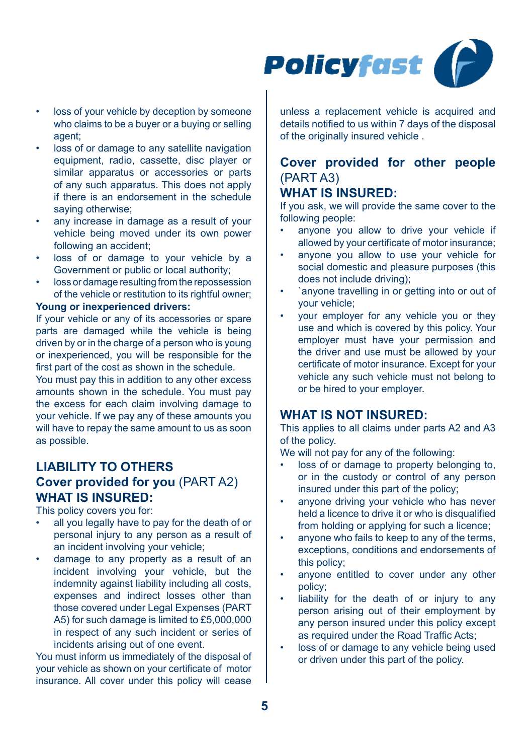- loss of your vehicle by deception by someone who claims to be a buyer or a buying or selling agent;
- loss of or damage to any satellite navigation equipment, radio, cassette, disc player or similar apparatus or accessories or parts of any such apparatus. This does not apply if there is an endorsement in the schedule saying otherwise;
- any increase in damage as a result of your vehicle being moved under its own power following an accident;
- loss of or damage to your vehicle by a Government or public or local authority;
- loss or damage resulting from the repossession of the vehicle or restitution to its rightful owner;

**Young or inexperienced drivers:**

If your vehicle or any of its accessories or spare parts are damaged while the vehicle is being driven by or in the charge of a person who is young or inexperienced, you will be responsible for the first part of the cost as shown in the schedule.

You must pay this in addition to any other excess amounts shown in the schedule. You must pay the excess for each claim involving damage to your vehicle. If we pay any of these amounts you will have to repay the same amount to us as soon as possible.

## LIABILITY TO OTHERS

### Cover provided for you (PART A2)

### WHAT IS INSURED:

This policy covers you for:

- all you legally have to pay for the death of or personal injury to any person as a result of an incident involving your vehicle;
- damage to any property as a result of an incident involving your vehicle, but the indemnity against liability including all costs, expenses and indirect losses other than those covered under Legal Expenses (PART A5) for such damage is limited to £5,000,000 in respect of any such incident or series of incidents arising out of one event.

You must inform us immediately of the disposal of your vehicle as shown on your certificate of motor insurance. All cover under this policy will cease unless a replacement vehicle is acquired and details notified to us within 7 days of the disposal of the originally insured vehicle .

### Cover provided for other people (PART A3)

### WHAT IS INSURED:

If you ask, we will provide the same cover to the following people:

- anyone you allow to drive your vehicle if allowed by your certificate of motor insurance;
- anyone you allow to use your vehicle for social domestic and pleasure purposes (this does not include driving);
- `anyone travelling in or getting into or out of your vehicle;
- your employer for any vehicle you or they use and which is covered by this policy. Your employer must have your permission and the driver and use must be allowed by your certificate of motor insurance. Except for your vehicle any such vehicle must not belong to or be hired to your employer.

### WHAT IS NOT INSURED:

This applies to all claims under parts A2 and A3 of the policy.

We will not pay for any of the following:

- loss of or damage to property belonging to, or in the custody or control of any person insured under this part of the policy;
- anyone driving your vehicle who has never held a licence to drive it or who is disqualified from holding or applying for such a licence;
- anyone who fails to keep to any of the terms, exceptions, conditions and endorsements of this policy;
- anyone entitled to cover under any other policy;
- liability for the death of or injury to any person arising out of their employment by any person insured under this policy except as required under the Road Traffic Acts;
- loss of or damage to any vehicle being used or driven under this part of the policy.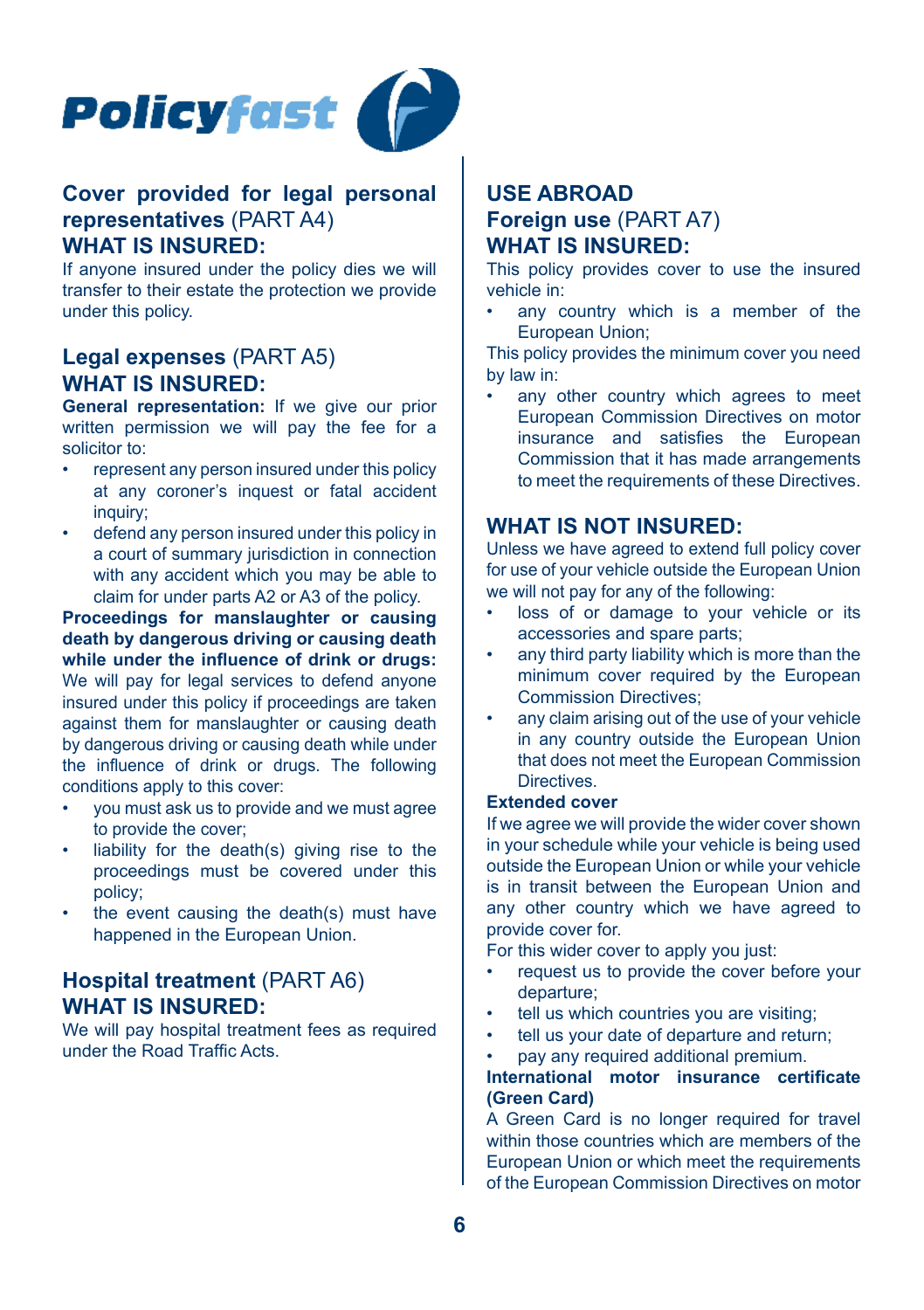## Cover provided for legal personal representatives (PART A4)

### WHAT IS INSURED:

If anyone insured under the policy dies we will transfer to their estate the protection we provide under this policy.

## Legal expenses (PART A5)

### WHAT IS INSURED:

**General representation:** If we give our prior written permission we will pay the fee for a solicitor to:

- represent any person insured under this policy at any coroner's inquest or fatal accident inquiry;
- defend any person insured under this policy in a court of summary jurisdiction in connection with any accident which you may be able to claim for under parts A2 or A3 of the policy.

**Proceedings for manslaughter or causing death by dangerous driving or causing death while under the influence of drink or drugs:** We will pay for legal services to defend anyone insured under this policy if proceedings are taken against them for manslaughter or causing death by dangerous driving or causing death while under the influence of drink or drugs. The following conditions apply to this cover:

- you must ask us to provide and we must agree to provide the cover;
- liability for the death(s) giving rise to the proceedings must be covered under this policy;
- the event causing the death(s) must have happened in the European Union.

## Hospital treatment (PART A6)

### WHAT IS INSURED:

We will pay hospital treatment fees as required under the Road Traffic Acts.

## USE ABROAD

## Foreign use (PART A7)

### WHAT IS INSURED:

This policy provides cover to use the insured vehicle in:

- any country which is a member of the European Union;

This policy provides the minimum cover you need by law in:

- any other country which agrees to meet European Commission Directives on motor insurance and satisfies the European Commission that it has made arrangements to meet the requirements of these Directives.

### WHAT IS NOT INSURED:

Unless we have agreed to extend full policy cover for use of your vehicle outside the European Union we will not pay for any of the following:

- loss of or damage to your vehicle or its accessories and spare parts;
- any third party liability which is more than the minimum cover required by the European Commission Directives;
- any claim arising out of the use of your vehicle in any country outside the European Union that does not meet the European Commission Directives.

**Extended cover**

If we agree we will provide the wider cover shown in your schedule while your vehicle is being used outside the European Union or while your vehicle is in transit between the European Union and any other country which we have agreed to provide cover for.

For this wider cover to apply you just:

- request us to provide the cover before your departure;
- tell us which countries you are visiting;
- tell us your date of departure and return;
- pay any required additional premium.

**International motor insurance certificate (Green Card)**

A Green Card is no longer required for travel within those countries which are members of the European Union or which meet the requirements of the European Commission Directives on motor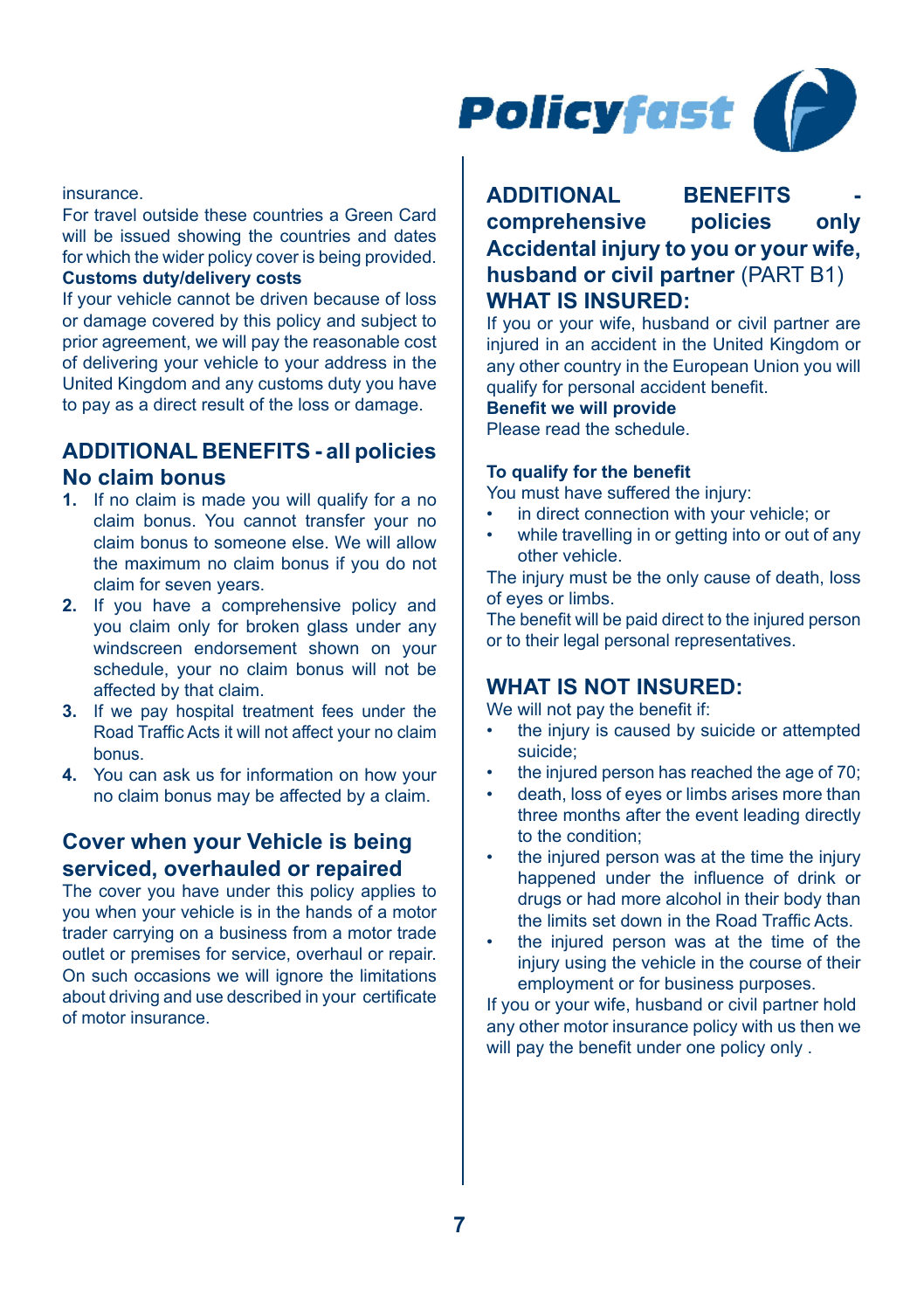insurance.

For travel outside these countries a Green Card will be issued showing the countries and dates for which the wider policy cover is being provided.

**Customs duty/delivery costs**

If your vehicle cannot be driven because of loss or damage covered by this policy and subject to prior agreement, we will pay the reasonable cost of delivering your vehicle to your address in the United Kingdom and any customs duty you have to pay as a direct result of the loss or damage.

## ADDITIONAL BENEFITS - all policies

### No claim bonus

1. If no claim is made you will qualify for a no claim bonus. You cannot transfer your no claim bonus to someone else. We will allow the maximum no claim bonus if you do not claim for seven years.
2. If you have a comprehensive policy and you claim only for broken glass under any windscreen endorsement shown on your schedule, your no claim bonus will not be affected by that claim.
3. If we pay hospital treatment fees under the Road Traffic Acts it will not affect your no claim bonus.
4. You can ask us for information on how your no claim bonus may be affected by a claim.

### Cover when your Vehicle is being serviced, overhauled or repaired

The cover you have under this policy applies to you when your vehicle is in the hands of a motor trader carrying on a business from a motor trade outlet or premises for service, overhaul or repair. On such occasions we will ignore the limitations about driving and use described in your certificate of motor insurance.

## ADDITIONAL BENEFITS - comprehensive policies only

### Accidental injury to you or your wife, husband or civil partner (PART B1)

### WHAT IS INSURED:

If you or your wife, husband or civil partner are injured in an accident in the United Kingdom or any other country in the European Union you will qualify for personal accident benefit.

**Benefit we will provide**

Please read the schedule.

**To qualify for the benefit**

You must have suffered the injury:

- in direct connection with your vehicle; or
- while travelling in or getting into or out of any other vehicle.

The injury must be the only cause of death, loss of eyes or limbs.

The benefit will be paid direct to the injured person or to their legal personal representatives.

### WHAT IS NOT INSURED:

We will not pay the benefit if:

- the injury is caused by suicide or attempted suicide;
- the injured person has reached the age of 70;
- death, loss of eyes or limbs arises more than three months after the event leading directly to the condition;
- the injured person was at the time the injury happened under the influence of drink or drugs or had more alcohol in their body than the limits set down in the Road Traffic Acts.
- the injured person was at the time of the injury using the vehicle in the course of their employment or for business purposes.

If you or your wife, husband or civil partner hold any other motor insurance policy with us then we will pay the benefit under one policy only .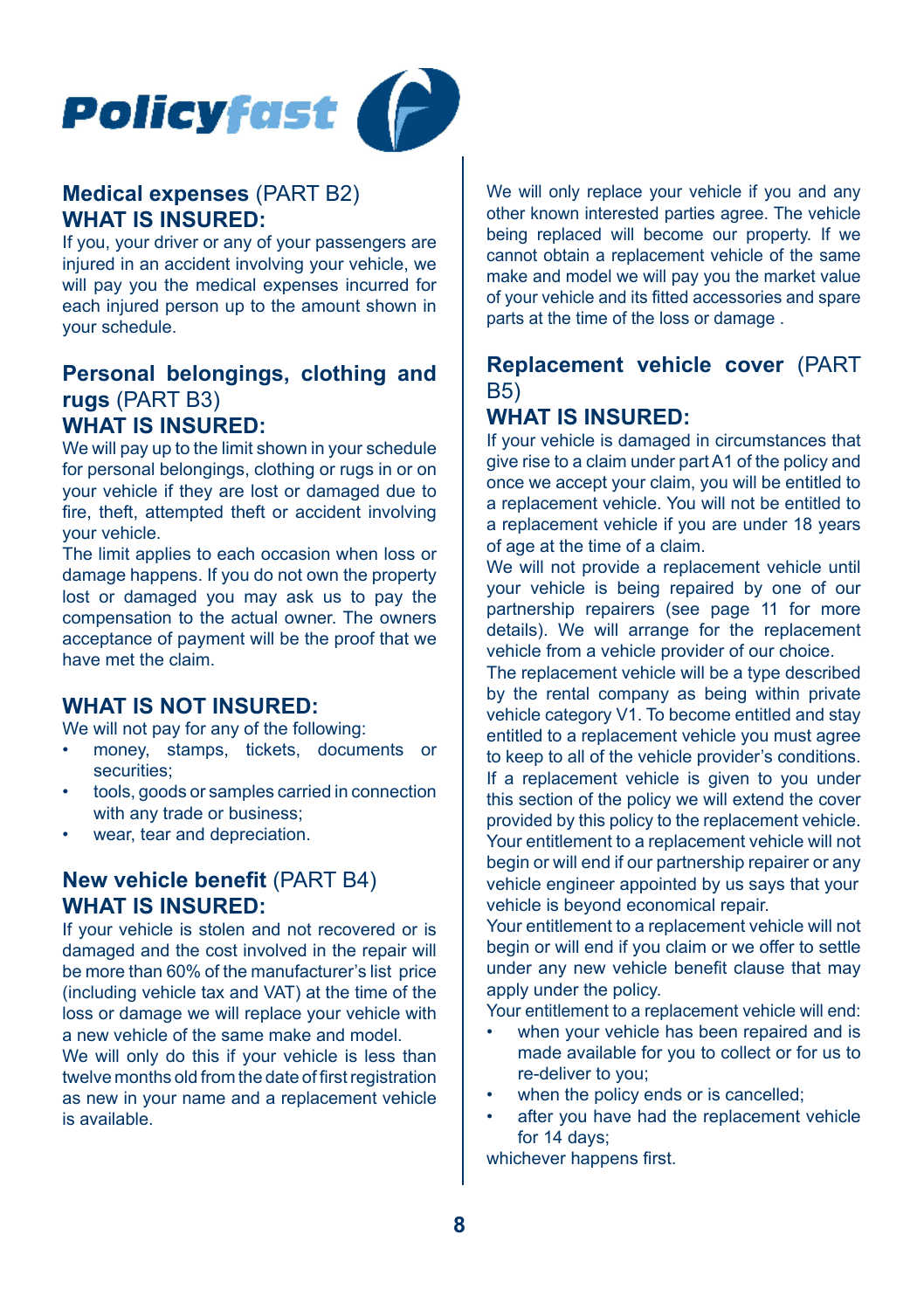## **Medical expenses** (PART B2)

### WHAT IS INSURED:

If you, your driver or any of your passengers are injured in an accident involving your vehicle, we will pay you the medical expenses incurred for each injured person up to the amount shown in your schedule.

## **Personal belongings, clothing and rugs** (PART B3)

### WHAT IS INSURED:

We will pay up to the limit shown in your schedule for personal belongings, clothing or rugs in or on your vehicle if they are lost or damaged due to fire, theft, attempted theft or accident involving your vehicle.

The limit applies to each occasion when loss or damage happens. If you do not own the property lost or damaged you may ask us to pay the compensation to the actual owner. The owners acceptance of payment will be the proof that we have met the claim.

### WHAT IS NOT INSURED:

We will not pay for any of the following:

- money, stamps, tickets, documents or securities;
- tools, goods or samples carried in connection with any trade or business;
- wear, tear and depreciation.

## **New vehicle benefit** (PART B4)

### WHAT IS INSURED:

If your vehicle is stolen and not recovered or is damaged and the cost involved in the repair will be more than 60% of the manufacturer's list price (including vehicle tax and VAT) at the time of the loss or damage we will replace your vehicle with a new vehicle of the same make and model.

We will only do this if your vehicle is less than twelve months old from the date of first registration as new in your name and a replacement vehicle is available.

We will only replace your vehicle if you and any other known interested parties agree. The vehicle being replaced will become our property. If we cannot obtain a replacement vehicle of the same make and model we will pay you the market value of your vehicle and its fitted accessories and spare parts at the time of the loss or damage .

## **Replacement vehicle cover** (PART B5)

### WHAT IS INSURED:

If your vehicle is damaged in circumstances that give rise to a claim under part A1 of the policy and once we accept your claim, you will be entitled to a replacement vehicle. You will not be entitled to a replacement vehicle if you are under 18 years of age at the time of a claim.

We will not provide a replacement vehicle until your vehicle is being repaired by one of our partnership repairers (see page 11 for more details). We will arrange for the replacement vehicle from a vehicle provider of our choice.

The replacement vehicle will be a type described by the rental company as being within private vehicle category V1. To become entitled and stay entitled to a replacement vehicle you must agree to keep to all of the vehicle provider's conditions.

If a replacement vehicle is given to you under this section of the policy we will extend the cover provided by this policy to the replacement vehicle.

Your entitlement to a replacement vehicle will not begin or will end if our partnership repairer or any vehicle engineer appointed by us says that your vehicle is beyond economical repair.

Your entitlement to a replacement vehicle will not begin or will end if you claim or we offer to settle under any new vehicle benefit clause that may apply under the policy.

Your entitlement to a replacement vehicle will end:

- when your vehicle has been repaired and is made available for you to collect or for us to re-deliver to you;
- when the policy ends or is cancelled;
- after you have had the replacement vehicle for 14 days;

whichever happens first.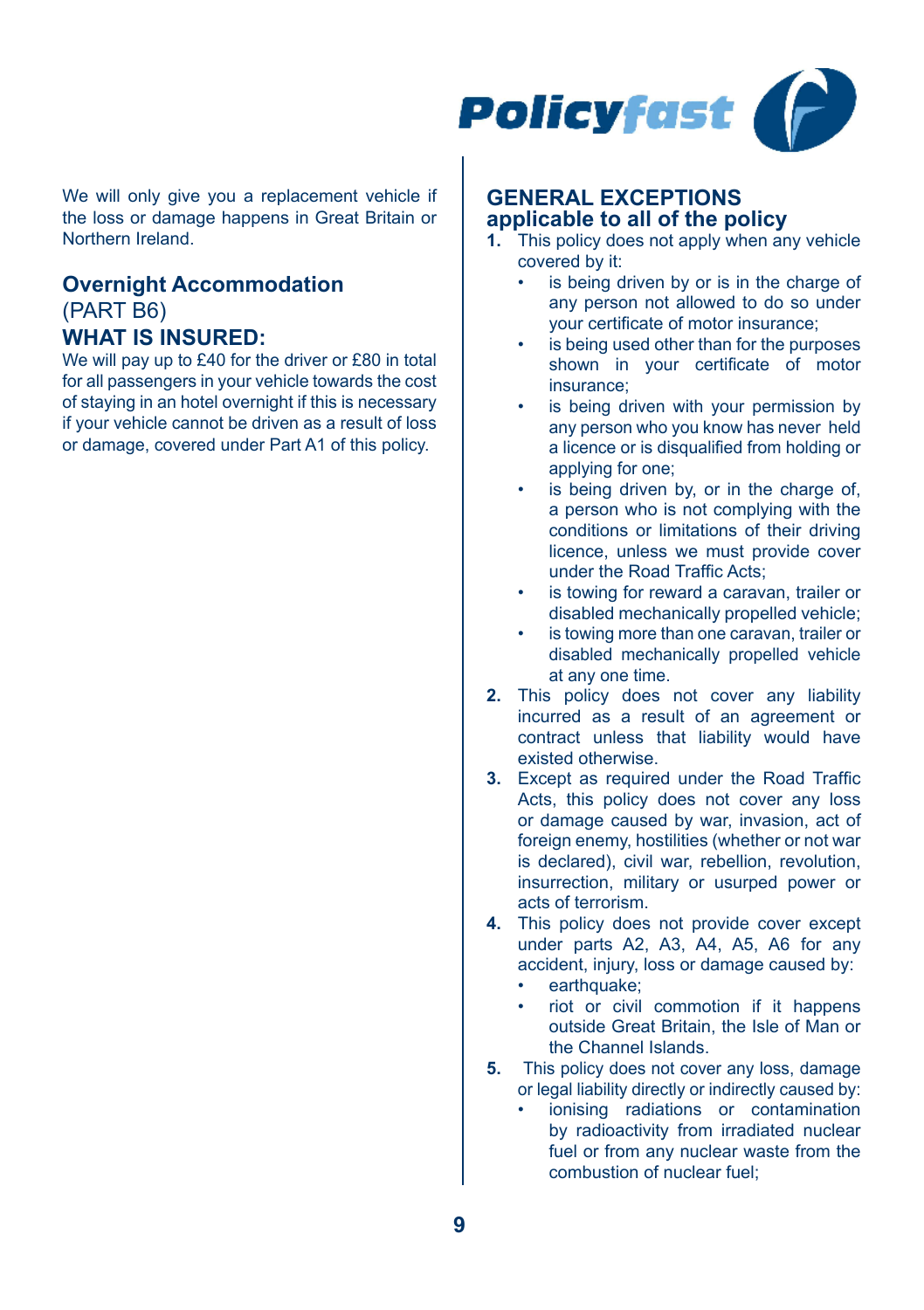We will only give you a replacement vehicle if the loss or damage happens in Great Britain or Northern Ireland.

## Overnight Accommodation
(PART B6)

### WHAT IS INSURED:

We will pay up to £40 for the driver or £80 in total for all passengers in your vehicle towards the cost of staying in an hotel overnight if this is necessary if your vehicle cannot be driven as a result of loss or damage, covered under Part A1 of this policy.

## GENERAL EXCEPTIONS applicable to all of the policy

1. This policy does not apply when any vehicle covered by it:
   - is being driven by or is in the charge of any person not allowed to do so under your certificate of motor insurance;
   - is being used other than for the purposes shown in your certificate of motor insurance;
   - is being driven with your permission by any person who you know has never held a licence or is disqualified from holding or applying for one;
   - is being driven by, or in the charge of, a person who is not complying with the conditions or limitations of their driving licence, unless we must provide cover under the Road Traffic Acts;
   - is towing for reward a caravan, trailer or disabled mechanically propelled vehicle;
   - is towing more than one caravan, trailer or disabled mechanically propelled vehicle at any one time.
2. This policy does not cover any liability incurred as a result of an agreement or contract unless that liability would have existed otherwise.
3. Except as required under the Road Traffic Acts, this policy does not cover any loss or damage caused by war, invasion, act of foreign enemy, hostilities (whether or not war is declared), civil war, rebellion, revolution, insurrection, military or usurped power or acts of terrorism.
4. This policy does not provide cover except under parts A2, A3, A4, A5, A6 for any accident, injury, loss or damage caused by:
   - earthquake;
   - riot or civil commotion if it happens outside Great Britain, the Isle of Man or the Channel Islands.
5. This policy does not cover any loss, damage or legal liability directly or indirectly caused by:
   - ionising radiations or contamination by radioactivity from irradiated nuclear fuel or from any nuclear waste from the combustion of nuclear fuel;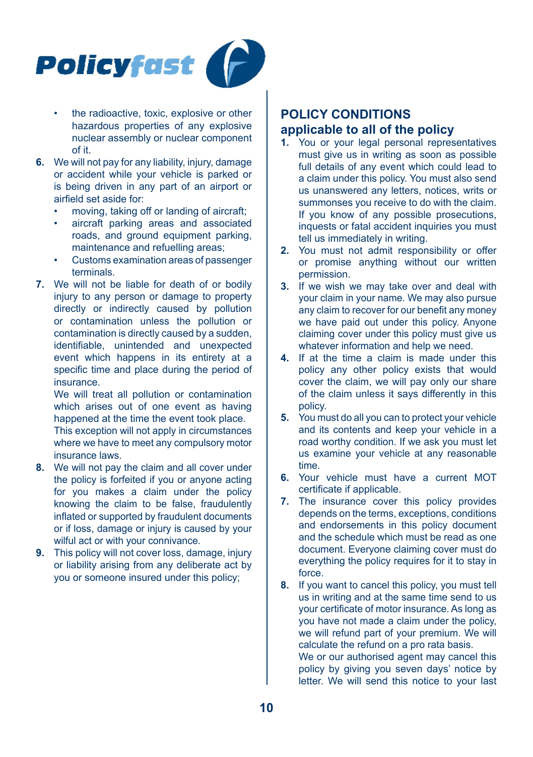- the radioactive, toxic, explosive or other hazardous properties of any explosive nuclear assembly or nuclear component of it.

6. We will not pay for any liability, injury, damage or accident while your vehicle is parked or is being driven in any part of an airport or airfield set aside for:
   - moving, taking off or landing of aircraft;
   - aircraft parking areas and associated roads, and ground equipment parking, maintenance and refuelling areas;
   - Customs examination areas of passenger terminals.
7. We will not be liable for death of or bodily injury to any person or damage to property directly or indirectly caused by pollution or contamination unless the pollution or contamination is directly caused by a sudden, identifiable, unintended and unexpected event which happens in its entirety at a specific time and place during the period of insurance.
   We will treat all pollution or contamination which arises out of one event as having happened at the time the event took place.
   This exception will not apply in circumstances where we have to meet any compulsory motor insurance laws.
8. We will not pay the claim and all cover under the policy is forfeited if you or anyone acting for you makes a claim under the policy knowing the claim to be false, fraudulently inflated or supported by fraudulent documents or if loss, damage or injury is caused by your wilful act or with your connivance.
9. This policy will not cover loss, damage, injury or liability arising from any deliberate act by you or someone insured under this policy;

## POLICY CONDITIONS
## applicable to all of the policy

1. You or your legal personal representatives must give us in writing as soon as possible full details of any event which could lead to a claim under this policy. You must also send us unanswered any letters, notices, writs or summonses you receive to do with the claim. If you know of any possible prosecutions, inquests or fatal accident inquiries you must tell us immediately in writing.
2. You must not admit responsibility or offer or promise anything without our written permission.
3. If we wish we may take over and deal with your claim in your name. We may also pursue any claim to recover for our benefit any money we have paid out under this policy. Anyone claiming cover under this policy must give us whatever information and help we need.
4. If at the time a claim is made under this policy any other policy exists that would cover the claim, we will pay only our share of the claim unless it says differently in this policy.
5. You must do all you can to protect your vehicle and its contents and keep your vehicle in a road worthy condition. If we ask you must let us examine your vehicle at any reasonable time.
6. Your vehicle must have a current MOT certificate if applicable.
7. The insurance cover this policy provides depends on the terms, exceptions, conditions and endorsements in this policy document and the schedule which must be read as one document. Everyone claiming cover must do everything the policy requires for it to stay in force.
8. If you want to cancel this policy, you must tell us in writing and at the same time send to us your certificate of motor insurance. As long as you have not made a claim under the policy, we will refund part of your premium. We will calculate the refund on a pro rata basis.
   We or our authorised agent may cancel this policy by giving you seven days' notice by letter. We will send this notice to your last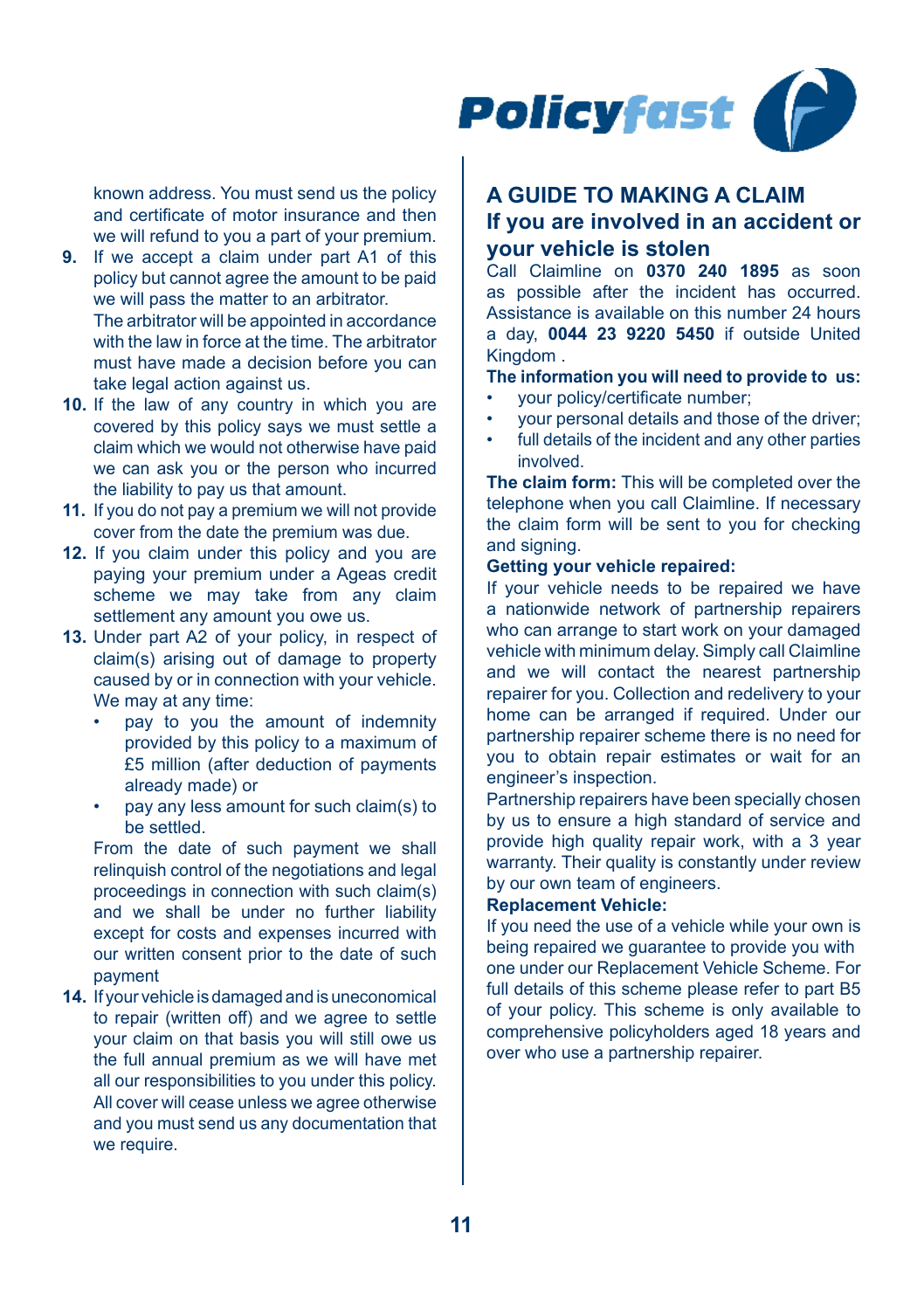known address. You must send us the policy and certificate of motor insurance and then we will refund to you a part of your premium.

9. If we accept a claim under part A1 of this policy but cannot agree the amount to be paid we will pass the matter to an arbitrator.
   The arbitrator will be appointed in accordance with the law in force at the time. The arbitrator must have made a decision before you can take legal action against us.
10. If the law of any country in which you are covered by this policy says we must settle a claim which we would not otherwise have paid we can ask you or the person who incurred the liability to pay us that amount.
11. If you do not pay a premium we will not provide cover from the date the premium was due.
12. If you claim under this policy and you are paying your premium under a Ageas credit scheme we may take from any claim settlement any amount you owe us.
13. Under part A2 of your policy, in respect of claim(s) arising out of damage to property caused by or in connection with your vehicle. We may at any time:
    - pay to you the amount of indemnity provided by this policy to a maximum of £5 million (after deduction of payments already made) or
    - pay any less amount for such claim(s) to be settled.

    From the date of such payment we shall relinquish control of the negotiations and legal proceedings in connection with such claim(s) and we shall be under no further liability except for costs and expenses incurred with our written consent prior to the date of such payment
14. If your vehicle is damaged and is uneconomical to repair (written off) and we agree to settle your claim on that basis you will still owe us the full annual premium as we will have met all our responsibilities to you under this policy. All cover will cease unless we agree otherwise and you must send us any documentation that we require.

## A GUIDE TO MAKING A CLAIM

### If you are involved in an accident or your vehicle is stolen

Call Claimline on **0370 240 1895** as soon as possible after the incident has occurred. Assistance is available on this number 24 hours a day, **0044 23 9220 5450** if outside United Kingdom .

**The information you will need to provide to us:**

- your policy/certificate number;
- your personal details and those of the driver;
- full details of the incident and any other parties involved.

**The claim form:** This will be completed over the telephone when you call Claimline. If necessary the claim form will be sent to you for checking and signing.

**Getting your vehicle repaired:**

If your vehicle needs to be repaired we have a nationwide network of partnership repairers who can arrange to start work on your damaged vehicle with minimum delay. Simply call Claimline and we will contact the nearest partnership repairer for you. Collection and redelivery to your home can be arranged if required. Under our partnership repairer scheme there is no need for you to obtain repair estimates or wait for an engineer's inspection.

Partnership repairers have been specially chosen by us to ensure a high standard of service and provide high quality repair work, with a 3 year warranty. Their quality is constantly under review by our own team of engineers.

**Replacement Vehicle:**

If you need the use of a vehicle while your own is being repaired we guarantee to provide you with one under our Replacement Vehicle Scheme. For full details of this scheme please refer to part B5 of your policy. This scheme is only available to comprehensive policyholders aged 18 years and over who use a partnership repairer.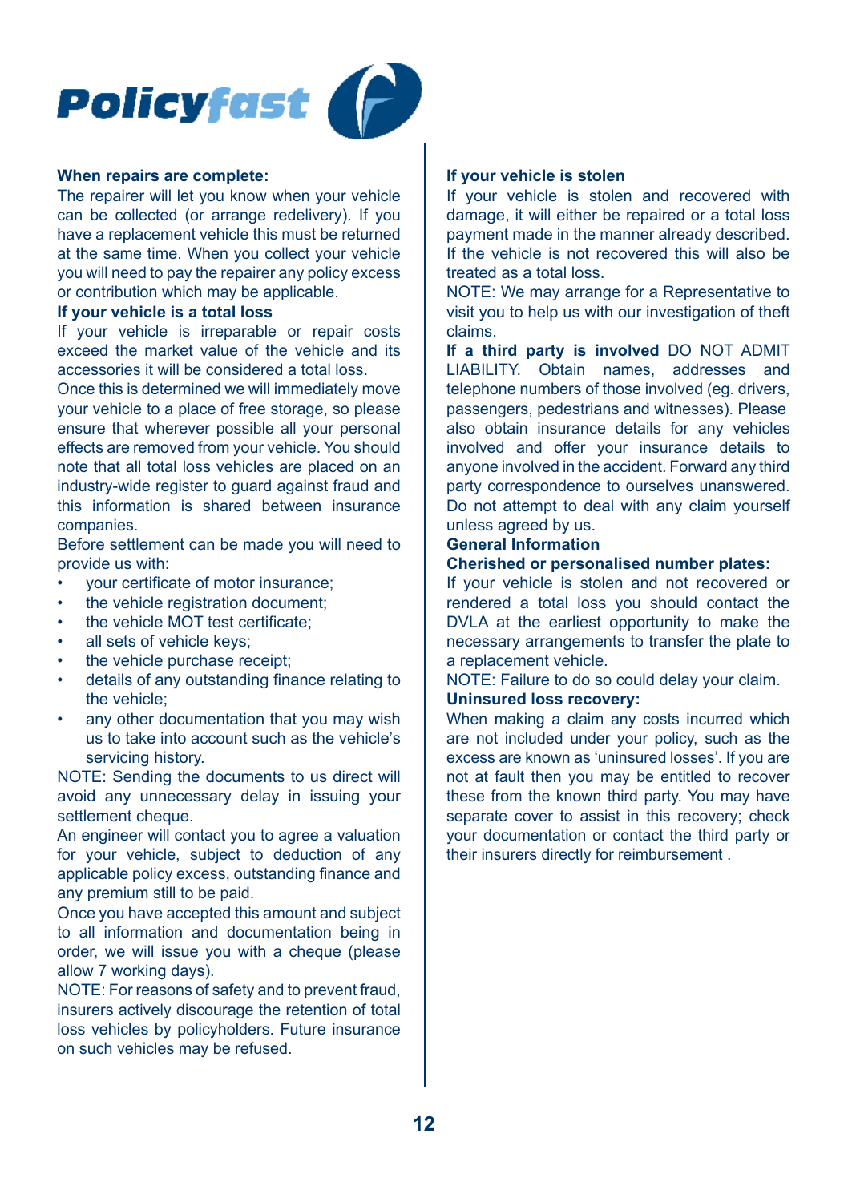**When repairs are complete:**

The repairer will let you know when your vehicle can be collected (or arrange redelivery). If you have a replacement vehicle this must be returned at the same time. When you collect your vehicle you will need to pay the repairer any policy excess or contribution which may be applicable.

**If your vehicle is a total loss**

If your vehicle is irreparable or repair costs exceed the market value of the vehicle and its accessories it will be considered a total loss.

Once this is determined we will immediately move your vehicle to a place of free storage, so please ensure that wherever possible all your personal effects are removed from your vehicle. You should note that all total loss vehicles are placed on an industry-wide register to guard against fraud and this information is shared between insurance companies.

Before settlement can be made you will need to provide us with:

- your certificate of motor insurance;
- the vehicle registration document;
- the vehicle MOT test certificate;
- all sets of vehicle keys;
- the vehicle purchase receipt;
- details of any outstanding finance relating to the vehicle;
- any other documentation that you may wish us to take into account such as the vehicle's servicing history.

NOTE: Sending the documents to us direct will avoid any unnecessary delay in issuing your settlement cheque.

An engineer will contact you to agree a valuation for your vehicle, subject to deduction of any applicable policy excess, outstanding finance and any premium still to be paid.

Once you have accepted this amount and subject to all information and documentation being in order, we will issue you with a cheque (please allow 7 working days).

NOTE: For reasons of safety and to prevent fraud, insurers actively discourage the retention of total loss vehicles by policyholders. Future insurance on such vehicles may be refused.

**If your vehicle is stolen**

If your vehicle is stolen and recovered with damage, it will either be repaired or a total loss payment made in the manner already described. If the vehicle is not recovered this will also be treated as a total loss.

NOTE: We may arrange for a Representative to visit you to help us with our investigation of theft claims.

**If a third party is involved** DO NOT ADMIT LIABILITY. Obtain names, addresses and telephone numbers of those involved (eg. drivers, passengers, pedestrians and witnesses). Please also obtain insurance details for any vehicles involved and offer your insurance details to anyone involved in the accident. Forward any third party correspondence to ourselves unanswered. Do not attempt to deal with any claim yourself unless agreed by us.

**General Information**

**Cherished or personalised number plates:**

If your vehicle is stolen and not recovered or rendered a total loss you should contact the DVLA at the earliest opportunity to make the necessary arrangements to transfer the plate to a replacement vehicle.

NOTE: Failure to do so could delay your claim.

**Uninsured loss recovery:**

When making a claim any costs incurred which are not included under your policy, such as the excess are known as 'uninsured losses'. If you are not at fault then you may be entitled to recover these from the known third party. You may have separate cover to assist in this recovery; check your documentation or contact the third party or their insurers directly for reimbursement .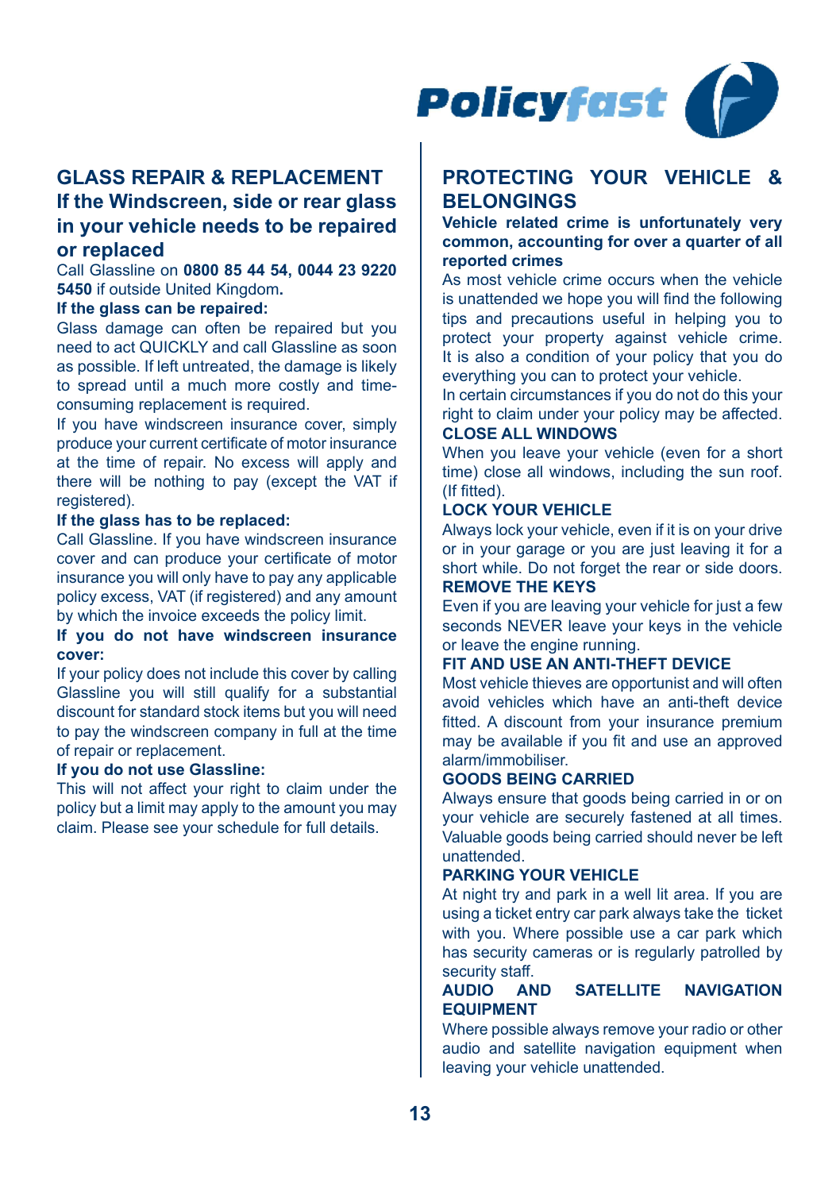## GLASS REPAIR & REPLACEMENT

### If the Windscreen, side or rear glass in your vehicle needs to be repaired or replaced

Call Glassline on **0800 85 44 54, 0044 23 9220 5450** if outside United Kingdom**.**

**If the glass can be repaired:**

Glass damage can often be repaired but you need to act QUICKLY and call Glassline as soon as possible. If left untreated, the damage is likely to spread until a much more costly and time-consuming replacement is required.

If you have windscreen insurance cover, simply produce your current certificate of motor insurance at the time of repair. No excess will apply and there will be nothing to pay (except the VAT if registered).

**If the glass has to be replaced:**

Call Glassline. If you have windscreen insurance cover and can produce your certificate of motor insurance you will only have to pay any applicable policy excess, VAT (if registered) and any amount by which the invoice exceeds the policy limit.

**If you do not have windscreen insurance cover:**

If your policy does not include this cover by calling Glassline you will still qualify for a substantial discount for standard stock items but you will need to pay the windscreen company in full at the time of repair or replacement.

**If you do not use Glassline:**

This will not affect your right to claim under the policy but a limit may apply to the amount you may claim. Please see your schedule for full details.

## PROTECTING YOUR VEHICLE & BELONGINGS

**Vehicle related crime is unfortunately very common, accounting for over a quarter of all reported crimes**

As most vehicle crime occurs when the vehicle is unattended we hope you will find the following tips and precautions useful in helping you to protect your property against vehicle crime. It is also a condition of your policy that you do everything you can to protect your vehicle.

In certain circumstances if you do not do this your right to claim under your policy may be affected.

**CLOSE ALL WINDOWS**

When you leave your vehicle (even for a short time) close all windows, including the sun roof. (If fitted).

**LOCK YOUR VEHICLE**

Always lock your vehicle, even if it is on your drive or in your garage or you are just leaving it for a short while. Do not forget the rear or side doors.

**REMOVE THE KEYS**

Even if you are leaving your vehicle for just a few seconds NEVER leave your keys in the vehicle or leave the engine running.

**FIT AND USE AN ANTI-THEFT DEVICE**

Most vehicle thieves are opportunist and will often avoid vehicles which have an anti-theft device fitted. A discount from your insurance premium may be available if you fit and use an approved alarm/immobiliser.

**GOODS BEING CARRIED**

Always ensure that goods being carried in or on your vehicle are securely fastened at all times. Valuable goods being carried should never be left unattended.

**PARKING YOUR VEHICLE**

At night try and park in a well lit area. If you are using a ticket entry car park always take the ticket with you. Where possible use a car park which has security cameras or is regularly patrolled by security staff.

**AUDIO AND SATELLITE NAVIGATION EQUIPMENT**

Where possible always remove your radio or other audio and satellite navigation equipment when leaving your vehicle unattended.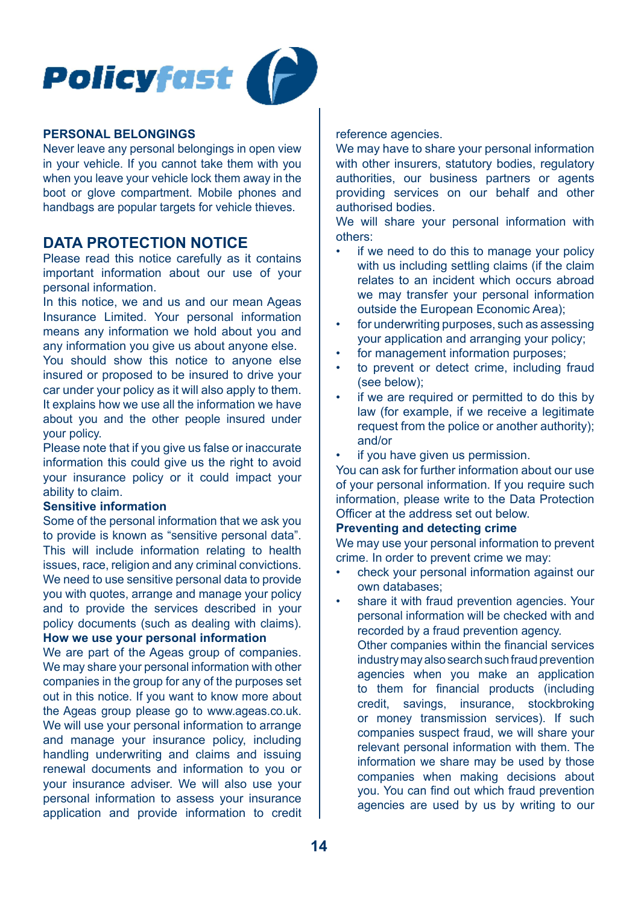## PERSONAL BELONGINGS

Never leave any personal belongings in open view in your vehicle. If you cannot take them with you when you leave your vehicle lock them away in the boot or glove compartment. Mobile phones and handbags are popular targets for vehicle thieves.

## DATA PROTECTION NOTICE

Please read this notice carefully as it contains important information about our use of your personal information.

In this notice, we and us and our mean Ageas Insurance Limited. Your personal information means any information we hold about you and any information you give us about anyone else.

You should show this notice to anyone else insured or proposed to be insured to drive your car under your policy as it will also apply to them. It explains how we use all the information we have about you and the other people insured under your policy.

Please note that if you give us false or inaccurate information this could give us the right to avoid your insurance policy or it could impact your ability to claim.

**Sensitive information**

Some of the personal information that we ask you to provide is known as "sensitive personal data". This will include information relating to health issues, race, religion and any criminal convictions. We need to use sensitive personal data to provide you with quotes, arrange and manage your policy and to provide the services described in your policy documents (such as dealing with claims).

**How we use your personal information**

We are part of the Ageas group of companies. We may share your personal information with other companies in the group for any of the purposes set out in this notice. If you want to know more about the Ageas group please go to www.ageas.co.uk.

We will use your personal information to arrange and manage your insurance policy, including handling underwriting and claims and issuing renewal documents and information to you or your insurance adviser. We will also use your personal information to assess your insurance application and provide information to credit reference agencies.

We may have to share your personal information with other insurers, statutory bodies, regulatory authorities, our business partners or agents providing services on our behalf and other authorised bodies.

We will share your personal information with others:

- if we need to do this to manage your policy with us including settling claims (if the claim relates to an incident which occurs abroad we may transfer your personal information outside the European Economic Area);
- for underwriting purposes, such as assessing your application and arranging your policy;
- for management information purposes;
- to prevent or detect crime, including fraud (see below);
- if we are required or permitted to do this by law (for example, if we receive a legitimate request from the police or another authority); and/or
- if you have given us permission.

You can ask for further information about our use of your personal information. If you require such information, please write to the Data Protection Officer at the address set out below.

**Preventing and detecting crime**

We may use your personal information to prevent crime. In order to prevent crime we may:

- check your personal information against our own databases;
- share it with fraud prevention agencies. Your personal information will be checked with and recorded by a fraud prevention agency.
  Other companies within the financial services industry may also search such fraud prevention agencies when you make an application to them for financial products (including credit, savings, insurance, stockbroking or money transmission services). If such companies suspect fraud, we will share your relevant personal information with them. The information we share may be used by those companies when making decisions about you. You can find out which fraud prevention agencies are used by us by writing to our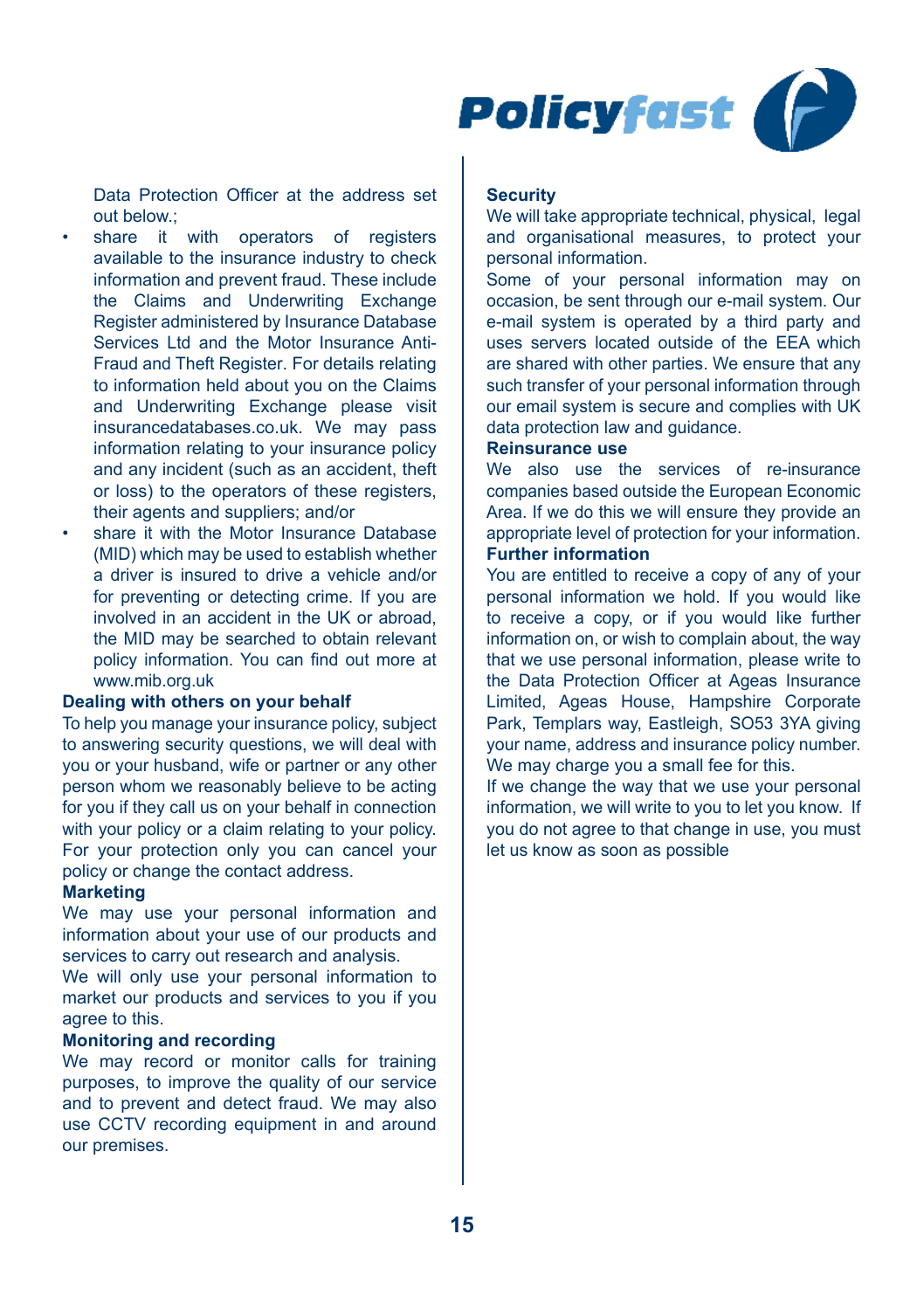Data Protection Officer at the address set out below.;

- share it with operators of registers available to the insurance industry to check information and prevent fraud. These include the Claims and Underwriting Exchange Register administered by Insurance Database Services Ltd and the Motor Insurance Anti-Fraud and Theft Register. For details relating to information held about you on the Claims and Underwriting Exchange please visit insurancedatabases.co.uk. We may pass information relating to your insurance policy and any incident (such as an accident, theft or loss) to the operators of these registers, their agents and suppliers; and/or
- share it with the Motor Insurance Database (MID) which may be used to establish whether a driver is insured to drive a vehicle and/or for preventing or detecting crime. If you are involved in an accident in the UK or abroad, the MID may be searched to obtain relevant policy information. You can find out more at www.mib.org.uk

**Dealing with others on your behalf**

To help you manage your insurance policy, subject to answering security questions, we will deal with you or your husband, wife or partner or any other person whom we reasonably believe to be acting for you if they call us on your behalf in connection with your policy or a claim relating to your policy. For your protection only you can cancel your policy or change the contact address.

**Marketing**

We may use your personal information and information about your use of our products and services to carry out research and analysis.

We will only use your personal information to market our products and services to you if you agree to this.

**Monitoring and recording**

We may record or monitor calls for training purposes, to improve the quality of our service and to prevent and detect fraud. We may also use CCTV recording equipment in and around our premises.

**Security**

We will take appropriate technical, physical, legal and organisational measures, to protect your personal information.

Some of your personal information may on occasion, be sent through our e-mail system. Our e-mail system is operated by a third party and uses servers located outside of the EEA which are shared with other parties. We ensure that any such transfer of your personal information through our email system is secure and complies with UK data protection law and guidance.

**Reinsurance use**

We also use the services of re-insurance companies based outside the European Economic Area. If we do this we will ensure they provide an appropriate level of protection for your information.

**Further information**

You are entitled to receive a copy of any of your personal information we hold. If you would like to receive a copy, or if you would like further information on, or wish to complain about, the way that we use personal information, please write to the Data Protection Officer at Ageas Insurance Limited, Ageas House, Hampshire Corporate Park, Templars way, Eastleigh, SO53 3YA giving your name, address and insurance policy number. We may charge you a small fee for this.

If we change the way that we use your personal information, we will write to you to let you know. If you do not agree to that change in use, you must let us know as soon as possible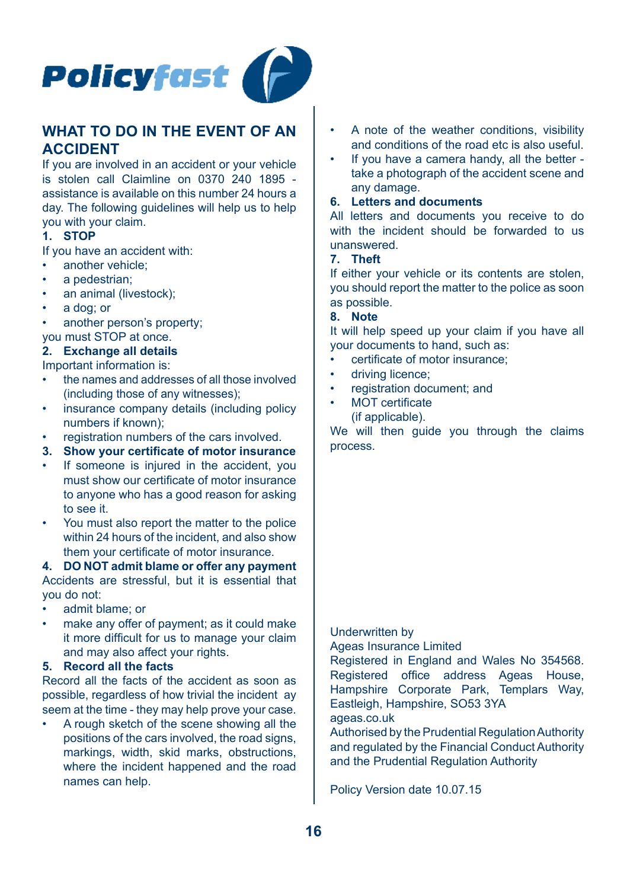**Policyfast**

## WHAT TO DO IN THE EVENT OF AN ACCIDENT

If you are involved in an accident or your vehicle is stolen call Claimline on 0370 240 1895 - assistance is available on this number 24 hours a day. The following guidelines will help us to help you with your claim.

**1. STOP**

If you have an accident with:

- another vehicle;
- a pedestrian;
- an animal (livestock);
- a dog; or
- another person's property;

you must STOP at once.

**2. Exchange all details**

Important information is:

- the names and addresses of all those involved (including those of any witnesses);
- insurance company details (including policy numbers if known);
- registration numbers of the cars involved.

**3. Show your certificate of motor insurance**

- If someone is injured in the accident, you must show our certificate of motor insurance to anyone who has a good reason for asking to see it.
- You must also report the matter to the police within 24 hours of the incident, and also show them your certificate of motor insurance.

**4. DO NOT admit blame or offer any payment**

Accidents are stressful, but it is essential that you do not:

- admit blame; or
- make any offer of payment; as it could make it more difficult for us to manage your claim and may also affect your rights.

**5. Record all the facts**

Record all the facts of the accident as soon as possible, regardless of how trivial the incident ay seem at the time - they may help prove your case.

- A rough sketch of the scene showing all the positions of the cars involved, the road signs, markings, width, skid marks, obstructions, where the incident happened and the road names can help.
- A note of the weather conditions, visibility and conditions of the road etc is also useful.
- If you have a camera handy, all the better - take a photograph of the accident scene and any damage.

**6. Letters and documents**

All letters and documents you receive to do with the incident should be forwarded to us unanswered.

**7. Theft**

If either your vehicle or its contents are stolen, you should report the matter to the police as soon as possible.

**8. Note**

It will help speed up your claim if you have all your documents to hand, such as:

- certificate of motor insurance;
- driving licence;
- registration document; and
- MOT certificate (if applicable).

We will then guide you through the claims process.

Underwritten by
Ageas Insurance Limited
Registered in England and Wales No 354568.
Registered office address Ageas House, Hampshire Corporate Park, Templars Way, Eastleigh, Hampshire, SO53 3YA
ageas.co.uk
Authorised by the Prudential Regulation Authority and regulated by the Financial Conduct Authority and the Prudential Regulation Authority

Policy Version date 10.07.15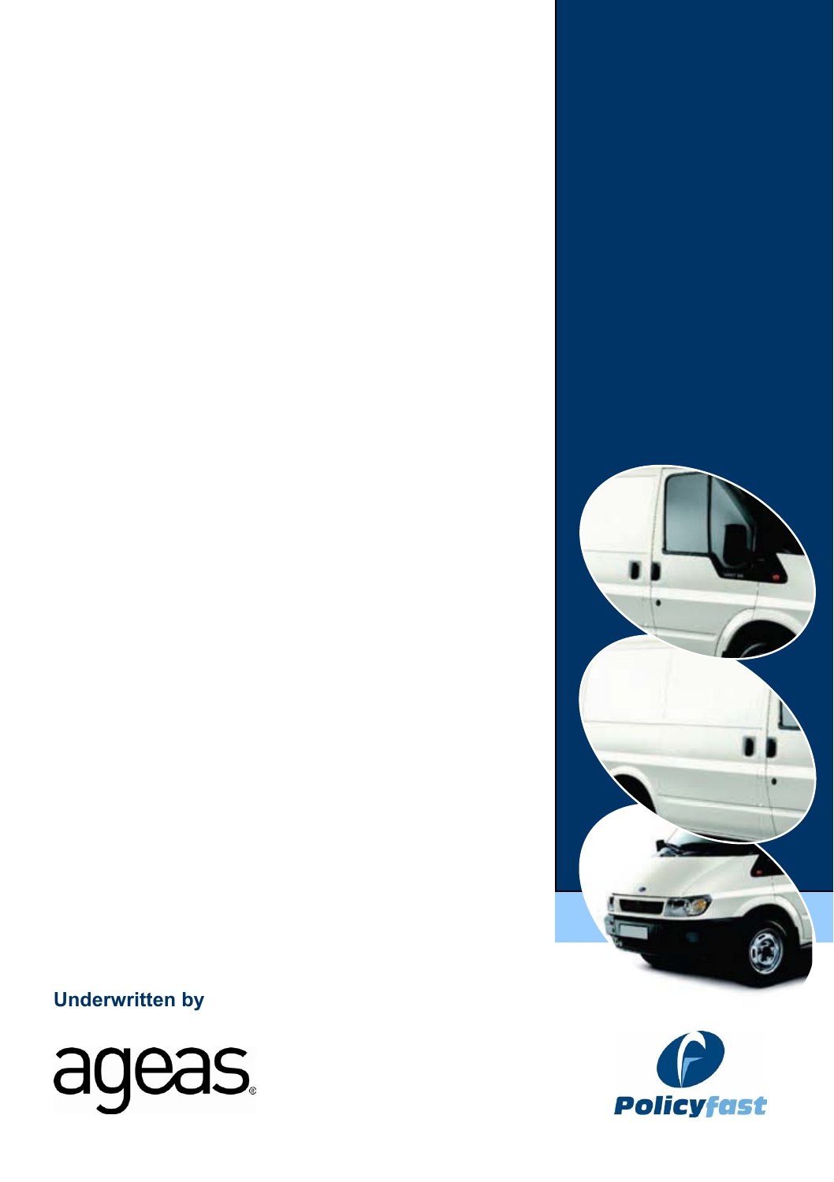**Underwritten by**

ageas

Policyfast